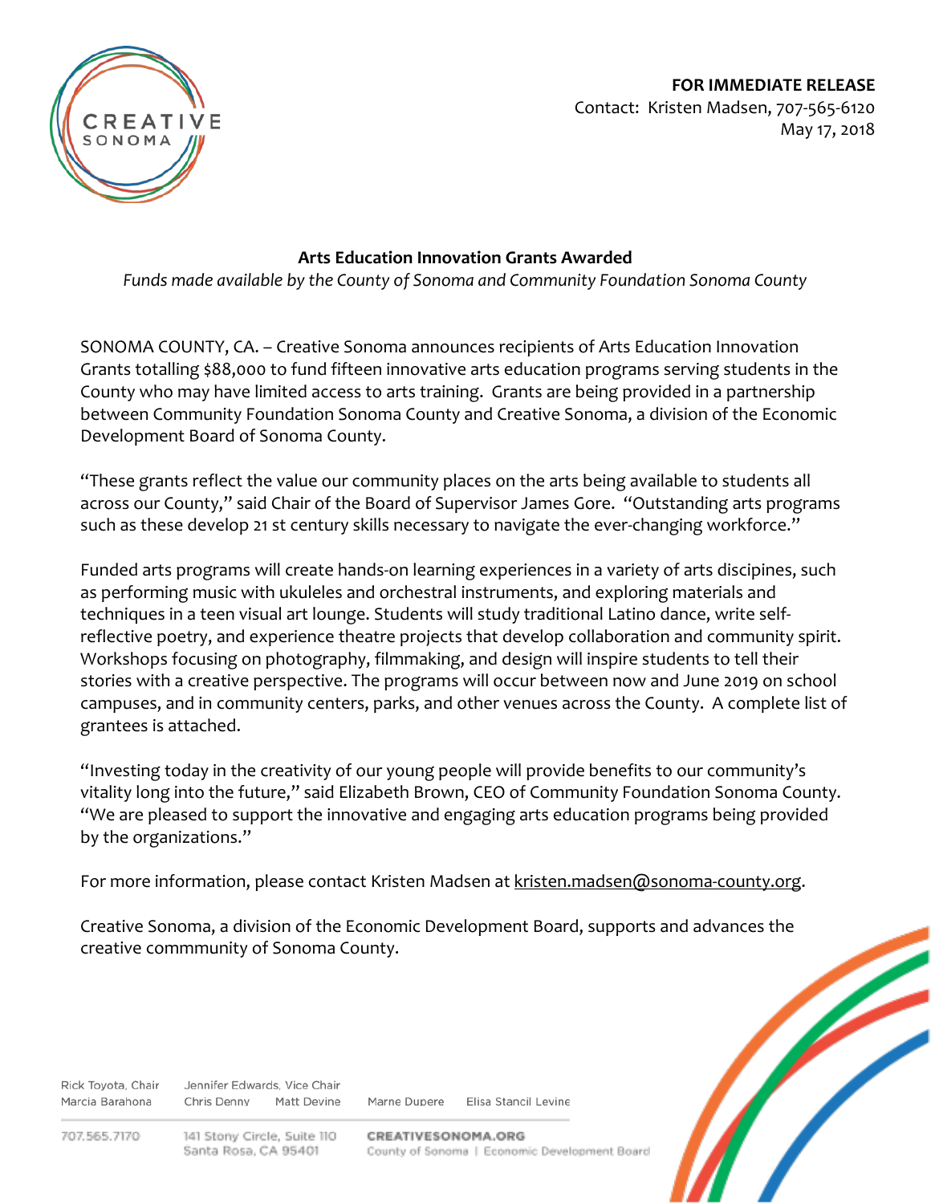CREATIVE SONOMA

**FOR IMMEDIATE RELEASE**
Contact: Kristen Madsen, 707-565-6120
May 17, 2018

**Arts Education Innovation Grants Awarded**

*Funds made available by the County of Sonoma and Community Foundation Sonoma County*

SONOMA COUNTY, CA. – Creative Sonoma announces recipients of Arts Education Innovation Grants totalling $88,000 to fund fifteen innovative arts education programs serving students in the County who may have limited access to arts training. Grants are being provided in a partnership between Community Foundation Sonoma County and Creative Sonoma, a division of the Economic Development Board of Sonoma County.

"These grants reflect the value our community places on the arts being available to students all across our County," said Chair of the Board of Supervisor James Gore. "Outstanding arts programs such as these develop 21 st century skills necessary to navigate the ever-changing workforce."

Funded arts programs will create hands-on learning experiences in a variety of arts discipines, such as performing music with ukuleles and orchestral instruments, and exploring materials and techniques in a teen visual art lounge. Students will study traditional Latino dance, write self-reflective poetry, and experience theatre projects that develop collaboration and community spirit. Workshops focusing on photography, filmmaking, and design will inspire students to tell their stories with a creative perspective. The programs will occur between now and June 2019 on school campuses, and in community centers, parks, and other venues across the County. A complete list of grantees is attached.

"Investing today in the creativity of our young people will provide benefits to our community's vitality long into the future," said Elizabeth Brown, CEO of Community Foundation Sonoma County. "We are pleased to support the innovative and engaging arts education programs being provided by the organizations."

For more information, please contact Kristen Madsen at kristen.madsen@sonoma-county.org.

Creative Sonoma, a division of the Economic Development Board, supports and advances the creative commmunity of Sonoma County.

Rick Toyota, Chair | Jennifer Edwards, Vice Chair
Marcia Barahona | Chris Denny | Matt Devine | Marne Dupere | Elisa Stancil Levine

707.565.7170 | 141 Stony Circle, Suite 110, Santa Rosa, CA 95401 | CREATIVESONOMA.ORG | County of Sonoma | Economic Development Board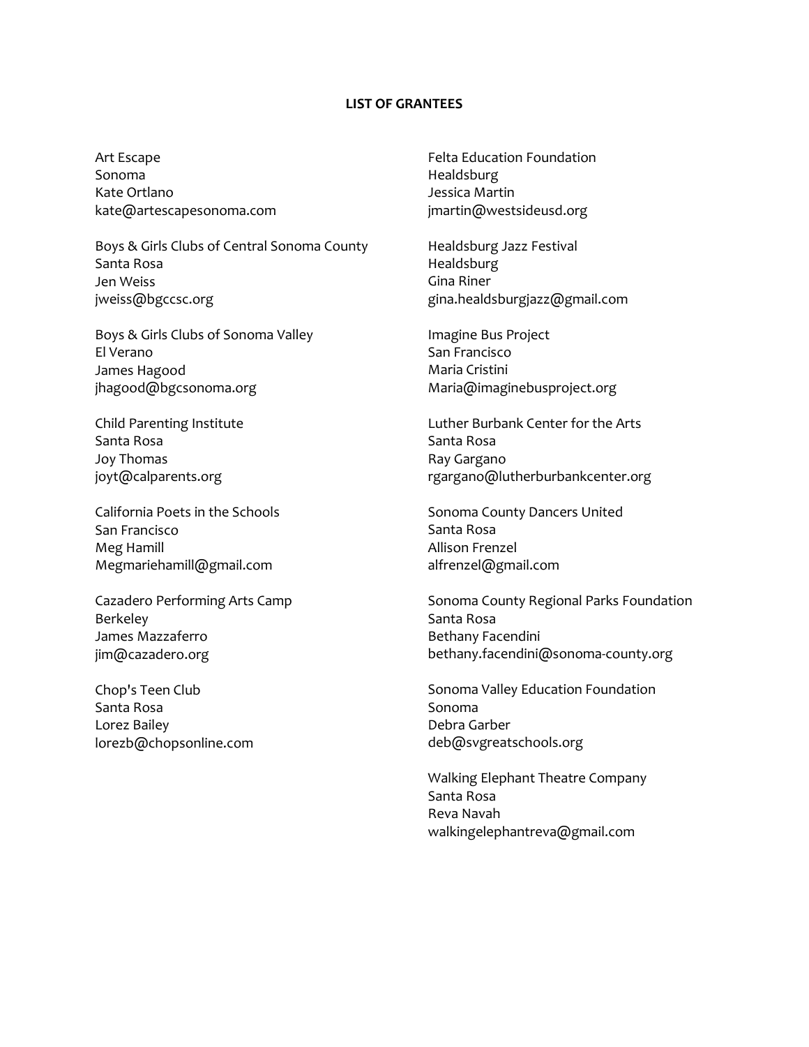**LIST OF GRANTEES**

Art Escape
Sonoma
Kate Ortlano
kate@artescapesonoma.com

Boys & Girls Clubs of Central Sonoma County
Santa Rosa
Jen Weiss
jweiss@bgccsc.org

Boys & Girls Clubs of Sonoma Valley
El Verano
James Hagood
jhagood@bgcsonoma.org

Child Parenting Institute
Santa Rosa
Joy Thomas
joyt@calparents.org

California Poets in the Schools
San Francisco
Meg Hamill
Megmariehamill@gmail.com

Cazadero Performing Arts Camp
Berkeley
James Mazzaferro
jim@cazadero.org

Chop's Teen Club
Santa Rosa
Lorez Bailey
lorezb@chopsonline.com

Felta Education Foundation
Healdsburg
Jessica Martin
jmartin@westsideusd.org

Healdsburg Jazz Festival
Healdsburg
Gina Riner
gina.healdsburgjazz@gmail.com

Imagine Bus Project
San Francisco
Maria Cristini
Maria@imaginebusproject.org

Luther Burbank Center for the Arts
Santa Rosa
Ray Gargano
rgargano@lutherburbankcenter.org

Sonoma County Dancers United
Santa Rosa
Allison Frenzel
alfrenzel@gmail.com

Sonoma County Regional Parks Foundation
Santa Rosa
Bethany Facendini
bethany.facendini@sonoma-county.org

Sonoma Valley Education Foundation
Sonoma
Debra Garber
deb@svgreatschools.org

Walking Elephant Theatre Company
Santa Rosa
Reva Navah
walkingelephantreva@gmail.com